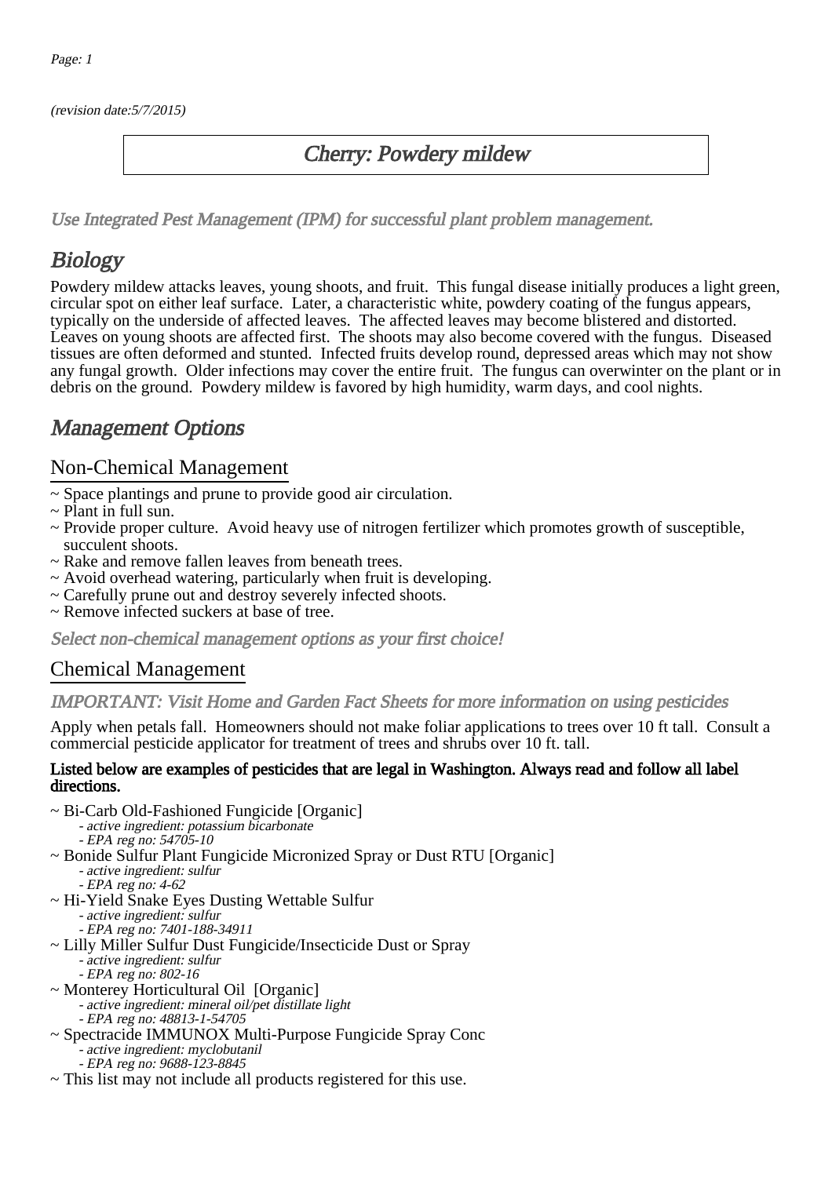(revision date:5/7/2015)

# Cherry: Powdery mildew

*Use Integrated Pest Management (IPM) for successful plant problem management.*

## Biology

Powdery mildew attacks leaves, young shoots, and fruit. This fungal disease initially produces a light green, circular spot on either leaf surface. Later, a characteristic white, powdery coating of the fungus appears, typically on the underside of affected leaves. The affected leaves may become blistered and distorted. Leaves on young shoots are affected first. The shoots may also become covered with the fungus. Diseased tissues are often deformed and stunted. Infected fruits develop round, depressed areas which may not show any fungal growth. Older infections may cover the entire fruit. The fungus can overwinter on the plant or in debris on the ground. Powdery mildew is favored by high humidity, warm days, and cool nights.

## Management Options

### Non-Chemical Management

~ Space plantings and prune to provide good air circulation.
~ Plant in full sun.
~ Provide proper culture. Avoid heavy use of nitrogen fertilizer which promotes growth of susceptible, succulent shoots.
~ Rake and remove fallen leaves from beneath trees.
~ Avoid overhead watering, particularly when fruit is developing.
~ Carefully prune out and destroy severely infected shoots.
~ Remove infected suckers at base of tree.

*Select non-chemical management options as your first choice!*

### Chemical Management

*IMPORTANT: Visit Home and Garden Fact Sheets for more information on using pesticides*

Apply when petals fall. Homeowners should not make foliar applications to trees over 10 ft tall. Consult a commercial pesticide applicator for treatment of trees and shrubs over 10 ft. tall.

**Listed below are examples of pesticides that are legal in Washington. Always read and follow all label directions.**

~ Bi-Carb Old-Fashioned Fungicide [Organic]
  - *active ingredient: potassium bicarbonate*
  - *EPA reg no: 54705-10*
~ Bonide Sulfur Plant Fungicide Micronized Spray or Dust RTU [Organic]
  - *active ingredient: sulfur*
  - *EPA reg no: 4-62*
~ Hi-Yield Snake Eyes Dusting Wettable Sulfur
  - *active ingredient: sulfur*
  - *EPA reg no: 7401-188-34911*
~ Lilly Miller Sulfur Dust Fungicide/Insecticide Dust or Spray
  - *active ingredient: sulfur*
  - *EPA reg no: 802-16*
~ Monterey Horticultural Oil [Organic]
  - *active ingredient: mineral oil/pet distillate light*
  - *EPA reg no: 48813-1-54705*
~ Spectracide IMMUNOX Multi-Purpose Fungicide Spray Conc
  - *active ingredient: myclobutanil*
  - *EPA reg no: 9688-123-8845*
~ This list may not include all products registered for this use.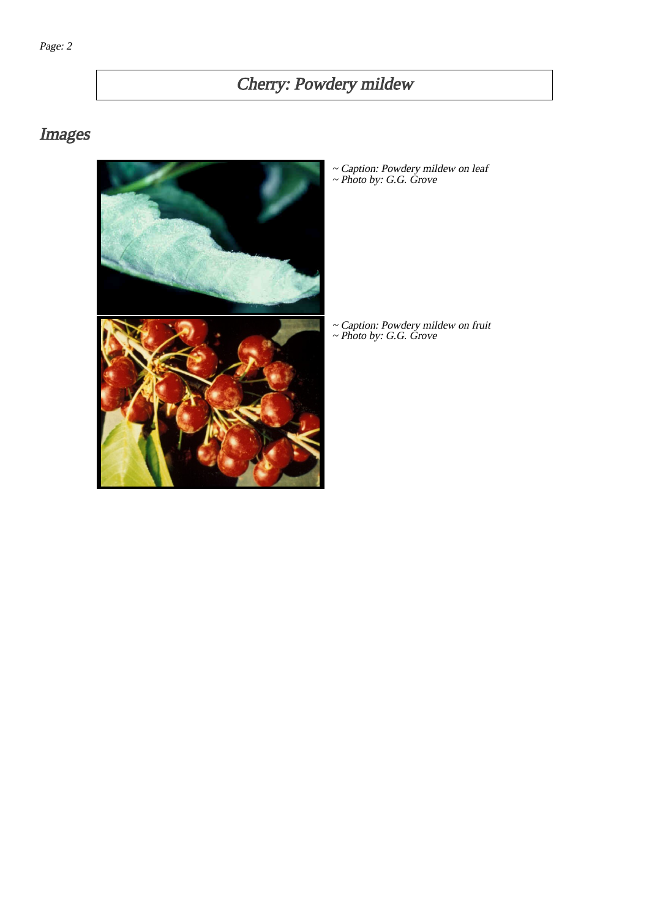# Cherry: Powdery mildew

## Images

~ Caption: Powdery mildew on leaf
~ Photo by: G.G. Grove

~ Caption: Powdery mildew on fruit
~ Photo by: G.G. Grove